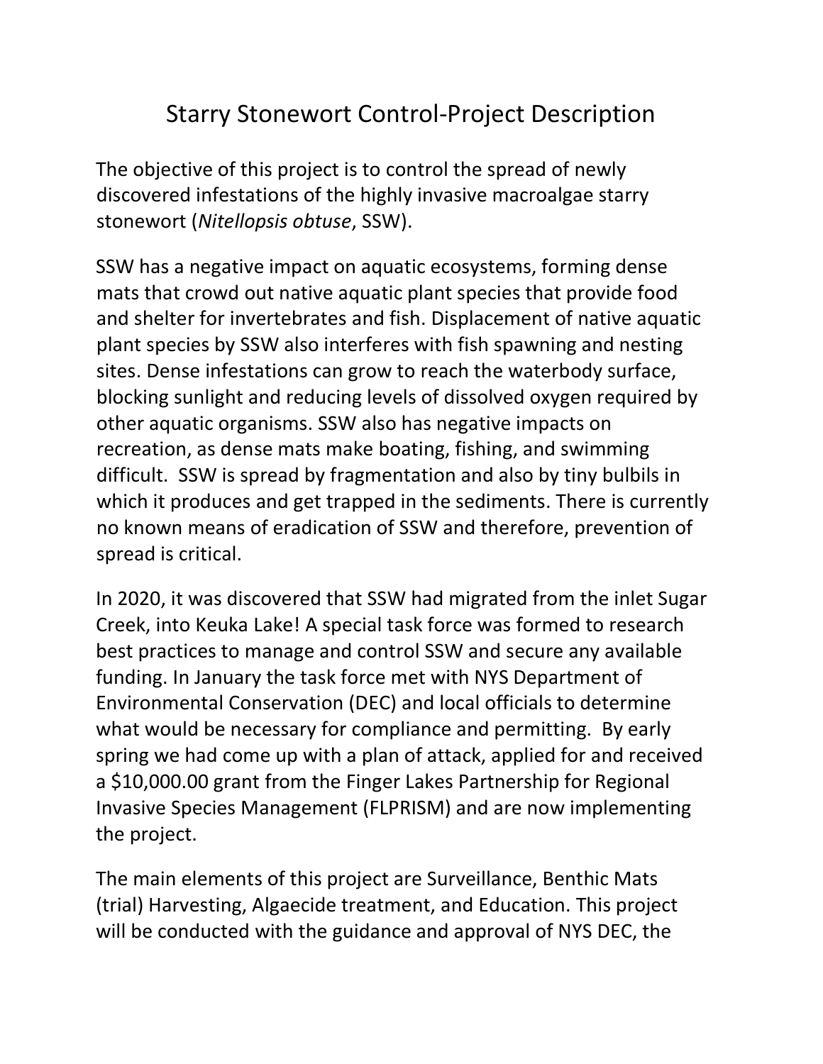# Starry Stonewort Control-Project Description

The objective of this project is to control the spread of newly discovered infestations of the highly invasive macroalgae starry stonewort (*Nitellopsis obtuse*, SSW).

SSW has a negative impact on aquatic ecosystems, forming dense mats that crowd out native aquatic plant species that provide food and shelter for invertebrates and fish. Displacement of native aquatic plant species by SSW also interferes with fish spawning and nesting sites. Dense infestations can grow to reach the waterbody surface, blocking sunlight and reducing levels of dissolved oxygen required by other aquatic organisms. SSW also has negative impacts on recreation, as dense mats make boating, fishing, and swimming difficult. SSW is spread by fragmentation and also by tiny bulbils in which it produces and get trapped in the sediments. There is currently no known means of eradication of SSW and therefore, prevention of spread is critical.

In 2020, it was discovered that SSW had migrated from the inlet Sugar Creek, into Keuka Lake! A special task force was formed to research best practices to manage and control SSW and secure any available funding. In January the task force met with NYS Department of Environmental Conservation (DEC) and local officials to determine what would be necessary for compliance and permitting. By early spring we had come up with a plan of attack, applied for and received a $10,000.00 grant from the Finger Lakes Partnership for Regional Invasive Species Management (FLPRISM) and are now implementing the project.

The main elements of this project are Surveillance, Benthic Mats (trial) Harvesting, Algaecide treatment, and Education. This project will be conducted with the guidance and approval of NYS DEC, the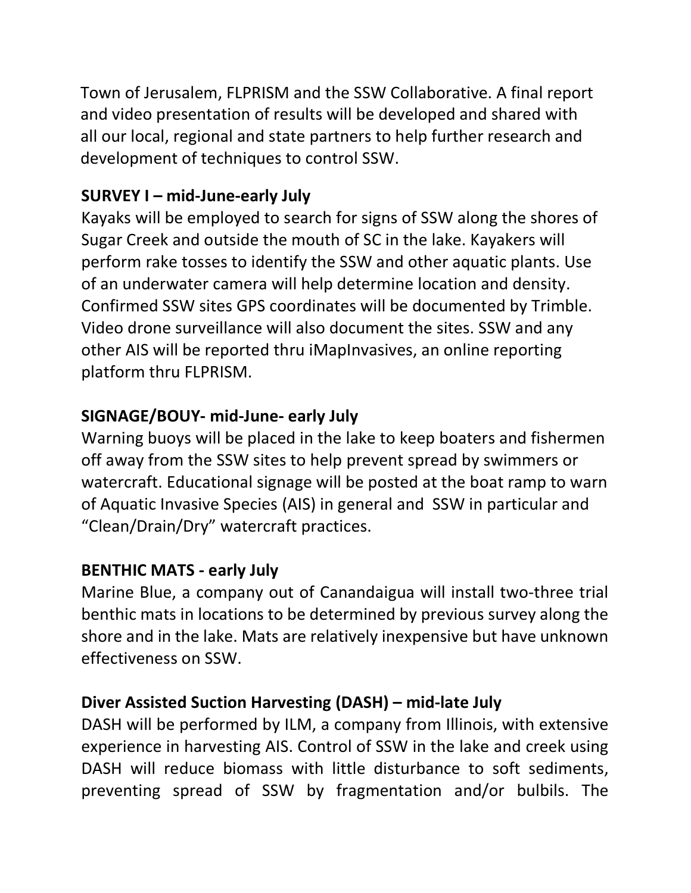Town of Jerusalem, FLPRISM and the SSW Collaborative. A final report and video presentation of results will be developed and shared with all our local, regional and state partners to help further research and development of techniques to control SSW.

**SURVEY I – mid-June-early July**

Kayaks will be employed to search for signs of SSW along the shores of Sugar Creek and outside the mouth of SC in the lake. Kayakers will perform rake tosses to identify the SSW and other aquatic plants. Use of an underwater camera will help determine location and density. Confirmed SSW sites GPS coordinates will be documented by Trimble. Video drone surveillance will also document the sites. SSW and any other AIS will be reported thru iMapInvasives, an online reporting platform thru FLPRISM.

**SIGNAGE/BOUY- mid-June- early July**

Warning buoys will be placed in the lake to keep boaters and fishermen off away from the SSW sites to help prevent spread by swimmers or watercraft. Educational signage will be posted at the boat ramp to warn of Aquatic Invasive Species (AIS) in general and SSW in particular and "Clean/Drain/Dry" watercraft practices.

**BENTHIC MATS - early July**

Marine Blue, a company out of Canandaigua will install two-three trial benthic mats in locations to be determined by previous survey along the shore and in the lake. Mats are relatively inexpensive but have unknown effectiveness on SSW.

**Diver Assisted Suction Harvesting (DASH) – mid-late July**

DASH will be performed by ILM, a company from Illinois, with extensive experience in harvesting AIS. Control of SSW in the lake and creek using DASH will reduce biomass with little disturbance to soft sediments, preventing spread of SSW by fragmentation and/or bulbils. The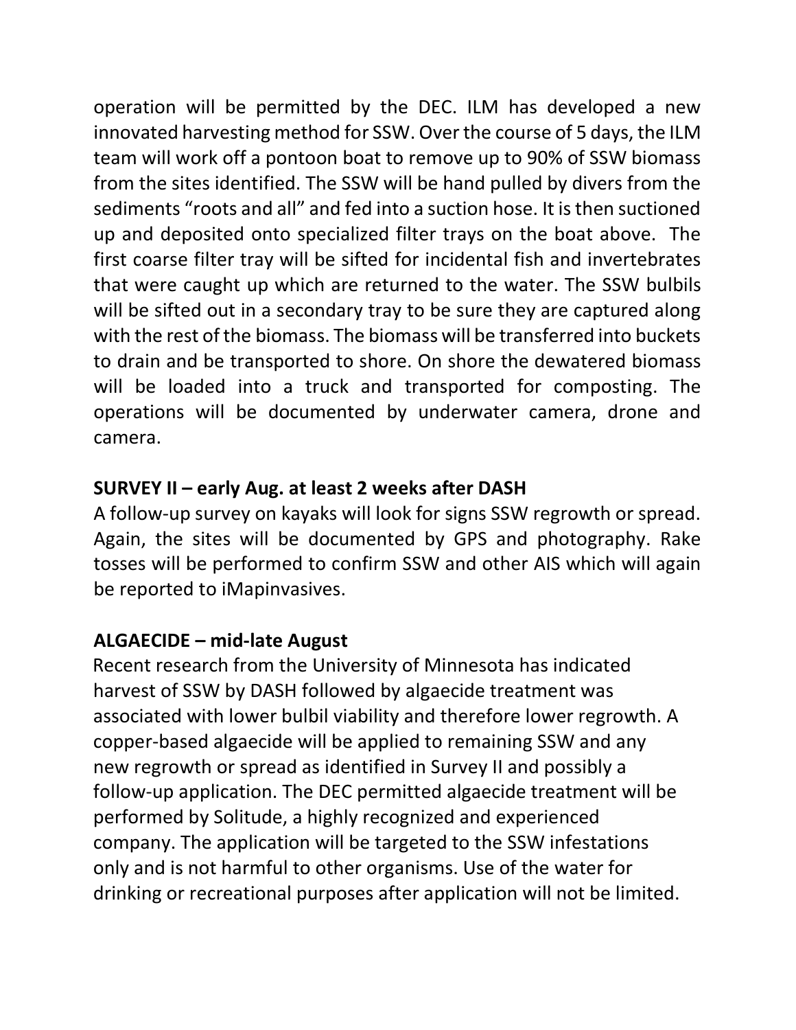operation will be permitted by the DEC. ILM has developed a new innovated harvesting method for SSW. Over the course of 5 days, the ILM team will work off a pontoon boat to remove up to 90% of SSW biomass from the sites identified. The SSW will be hand pulled by divers from the sediments "roots and all" and fed into a suction hose. It is then suctioned up and deposited onto specialized filter trays on the boat above. The first coarse filter tray will be sifted for incidental fish and invertebrates that were caught up which are returned to the water. The SSW bulbils will be sifted out in a secondary tray to be sure they are captured along with the rest of the biomass. The biomass will be transferred into buckets to drain and be transported to shore. On shore the dewatered biomass will be loaded into a truck and transported for composting. The operations will be documented by underwater camera, drone and camera.

**SURVEY II – early Aug. at least 2 weeks after DASH**

A follow-up survey on kayaks will look for signs SSW regrowth or spread. Again, the sites will be documented by GPS and photography. Rake tosses will be performed to confirm SSW and other AIS which will again be reported to iMapinvasives.

**ALGAECIDE – mid-late August**

Recent research from the University of Minnesota has indicated harvest of SSW by DASH followed by algaecide treatment was associated with lower bulbil viability and therefore lower regrowth. A copper-based algaecide will be applied to remaining SSW and any new regrowth or spread as identified in Survey II and possibly a follow-up application. The DEC permitted algaecide treatment will be performed by Solitude, a highly recognized and experienced company. The application will be targeted to the SSW infestations only and is not harmful to other organisms. Use of the water for drinking or recreational purposes after application will not be limited.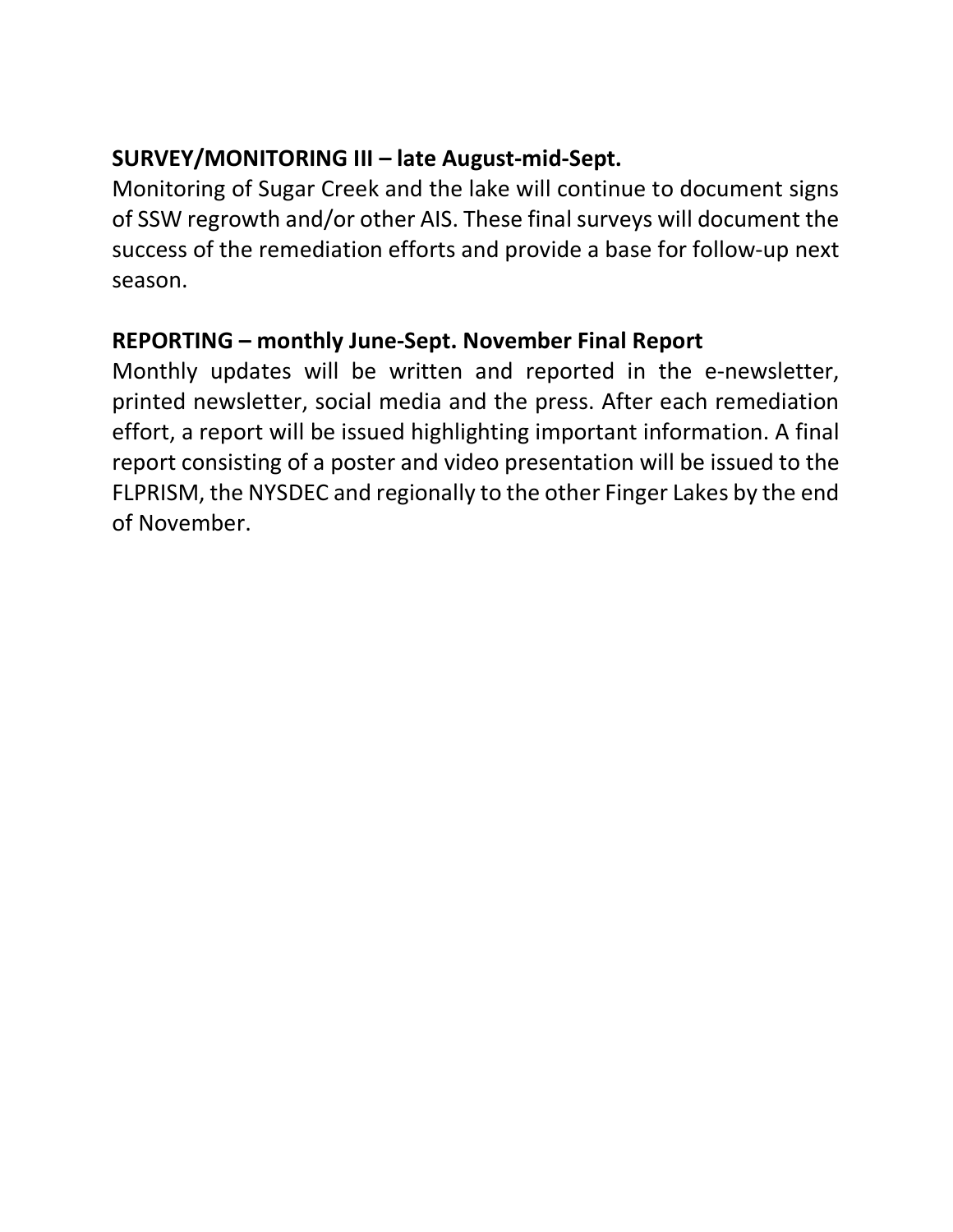**SURVEY/MONITORING III – late August-mid-Sept.**

Monitoring of Sugar Creek and the lake will continue to document signs of SSW regrowth and/or other AIS. These final surveys will document the success of the remediation efforts and provide a base for follow-up next season.

**REPORTING – monthly June-Sept. November Final Report**

Monthly updates will be written and reported in the e-newsletter, printed newsletter, social media and the press. After each remediation effort, a report will be issued highlighting important information. A final report consisting of a poster and video presentation will be issued to the FLPRISM, the NYSDEC and regionally to the other Finger Lakes by the end of November.